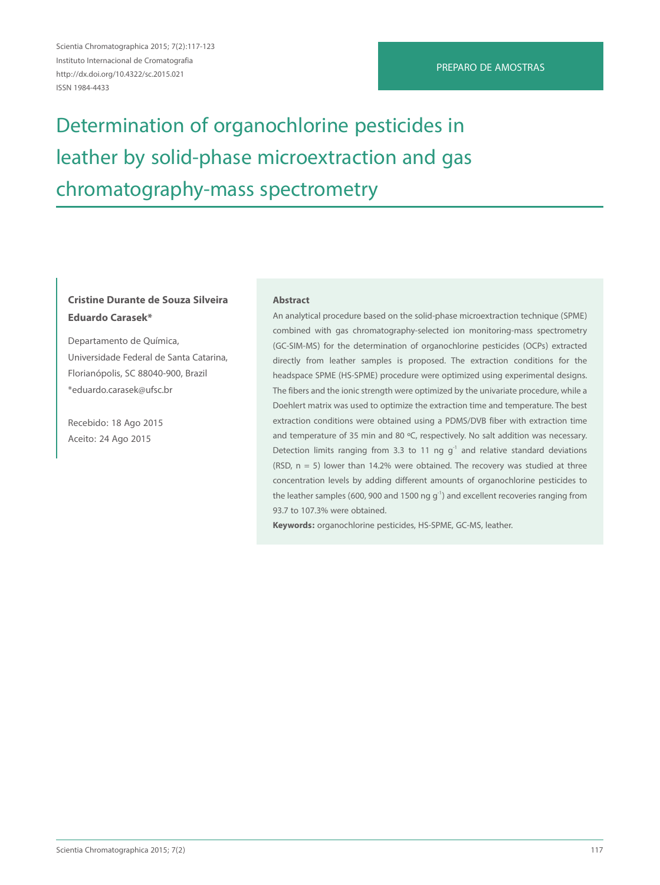PREPARO DE AMOSTRAS

# Determination of organochlorine pesticides in leather by solid-phase microextraction and gas chromatography-mass spectrometry

**Cristine Durante de Souza Silveira**
**Eduardo Carasek***

Departamento de Química,
Universidade Federal de Santa Catarina,
Florianópolis, SC 88040-900, Brazil
*eduardo.carasek@ufsc.br

Recebido: 18 Ago 2015
Aceito: 24 Ago 2015

**Abstract**

An analytical procedure based on the solid-phase microextraction technique (SPME) combined with gas chromatography-selected ion monitoring-mass spectrometry (GC-SIM-MS) for the determination of organochlorine pesticides (OCPs) extracted directly from leather samples is proposed. The extraction conditions for the headspace SPME (HS-SPME) procedure were optimized using experimental designs. The fibers and the ionic strength were optimized by the univariate procedure, while a Doehlert matrix was used to optimize the extraction time and temperature. The best extraction conditions were obtained using a PDMS/DVB fiber with extraction time and temperature of 35 min and 80 ºC, respectively. No salt addition was necessary. Detection limits ranging from 3.3 to 11 ng $g^{-1}$ and relative standard deviations (RSD, n = 5) lower than 14.2% were obtained. The recovery was studied at three concentration levels by adding different amounts of organochlorine pesticides to the leather samples (600, 900 and 1500 ng $g^{-1}$) and excellent recoveries ranging from 93.7 to 107.3% were obtained.

**Keywords:** organochlorine pesticides, HS-SPME, GC-MS, leather.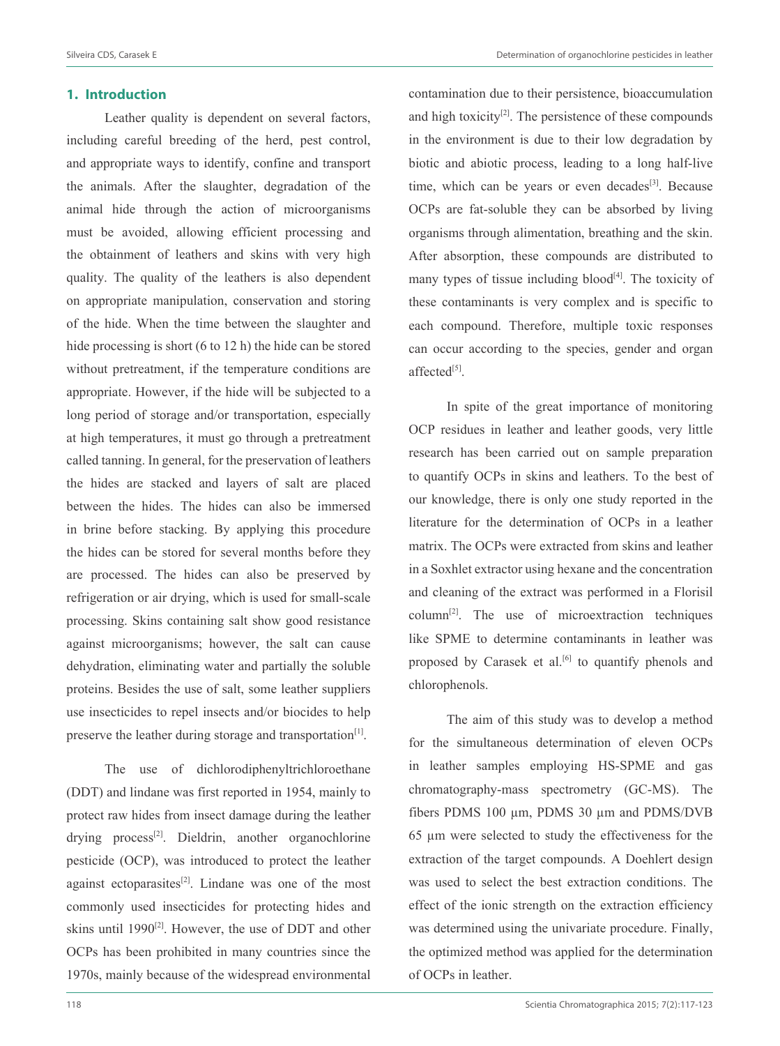## 1. Introduction

Leather quality is dependent on several factors, including careful breeding of the herd, pest control, and appropriate ways to identify, confine and transport the animals. After the slaughter, degradation of the animal hide through the action of microorganisms must be avoided, allowing efficient processing and the obtainment of leathers and skins with very high quality. The quality of the leathers is also dependent on appropriate manipulation, conservation and storing of the hide. When the time between the slaughter and hide processing is short (6 to 12 h) the hide can be stored without pretreatment, if the temperature conditions are appropriate. However, if the hide will be subjected to a long period of storage and/or transportation, especially at high temperatures, it must go through a pretreatment called tanning. In general, for the preservation of leathers the hides are stacked and layers of salt are placed between the hides. The hides can also be immersed in brine before stacking. By applying this procedure the hides can be stored for several months before they are processed. The hides can also be preserved by refrigeration or air drying, which is used for small-scale processing. Skins containing salt show good resistance against microorganisms; however, the salt can cause dehydration, eliminating water and partially the soluble proteins. Besides the use of salt, some leather suppliers use insecticides to repel insects and/or biocides to help preserve the leather during storage and transportation[1].

The use of dichlorodiphenyltrichloroethane (DDT) and lindane was first reported in 1954, mainly to protect raw hides from insect damage during the leather drying process[2]. Dieldrin, another organochlorine pesticide (OCP), was introduced to protect the leather against ectoparasites[2]. Lindane was one of the most commonly used insecticides for protecting hides and skins until 1990[2]. However, the use of DDT and other OCPs has been prohibited in many countries since the 1970s, mainly because of the widespread environmental contamination due to their persistence, bioaccumulation and high toxicity[2]. The persistence of these compounds in the environment is due to their low degradation by biotic and abiotic process, leading to a long half-live time, which can be years or even decades[3]. Because OCPs are fat-soluble they can be absorbed by living organisms through alimentation, breathing and the skin. After absorption, these compounds are distributed to many types of tissue including blood[4]. The toxicity of these contaminants is very complex and is specific to each compound. Therefore, multiple toxic responses can occur according to the species, gender and organ affected[5].

In spite of the great importance of monitoring OCP residues in leather and leather goods, very little research has been carried out on sample preparation to quantify OCPs in skins and leathers. To the best of our knowledge, there is only one study reported in the literature for the determination of OCPs in a leather matrix. The OCPs were extracted from skins and leather in a Soxhlet extractor using hexane and the concentration and cleaning of the extract was performed in a Florisil column[2]. The use of microextraction techniques like SPME to determine contaminants in leather was proposed by Carasek et al.[6] to quantify phenols and chlorophenols.

The aim of this study was to develop a method for the simultaneous determination of eleven OCPs in leather samples employing HS-SPME and gas chromatography-mass spectrometry (GC-MS). The fibers PDMS 100 µm, PDMS 30 µm and PDMS/DVB 65 µm were selected to study the effectiveness for the extraction of the target compounds. A Doehlert design was used to select the best extraction conditions. The effect of the ionic strength on the extraction efficiency was determined using the univariate procedure. Finally, the optimized method was applied for the determination of OCPs in leather.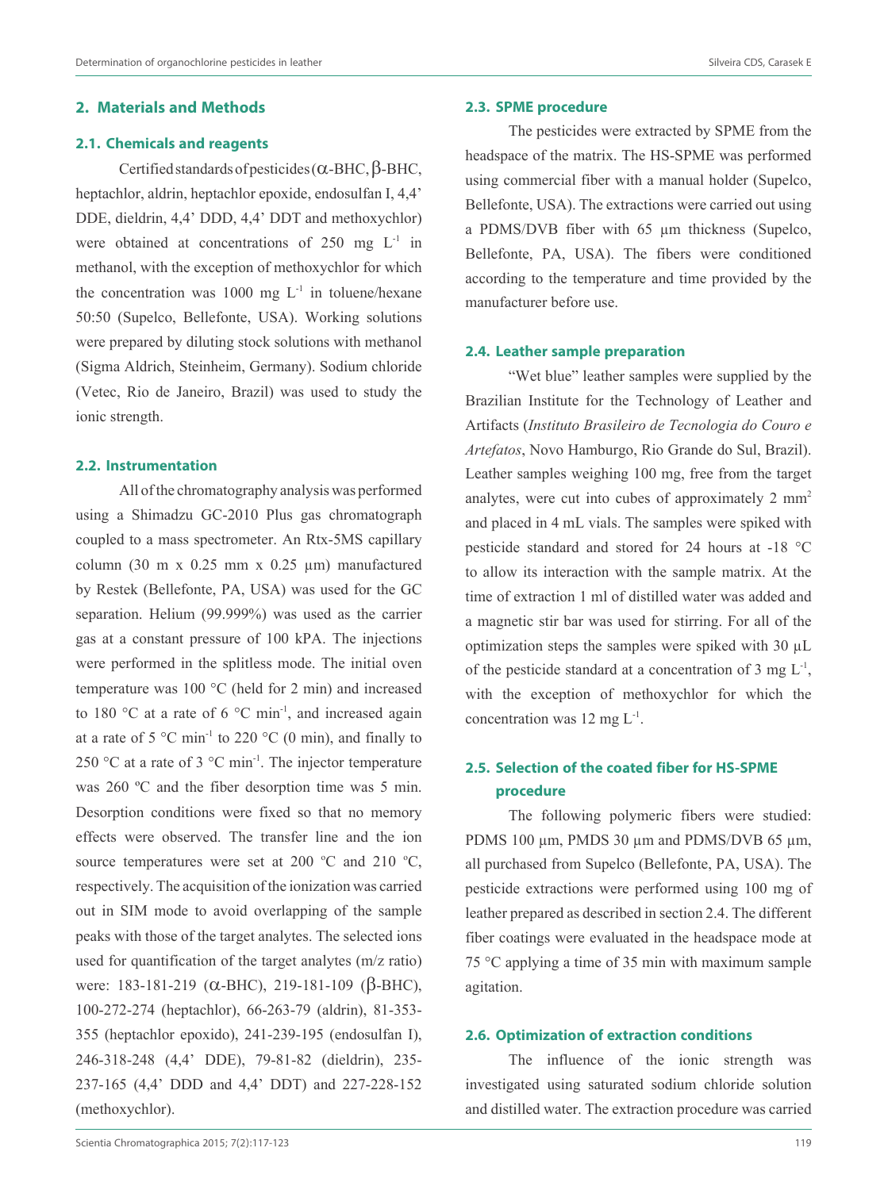## 2. Materials and Methods

### 2.1. Chemicals and reagents

Certified standards of pesticides (α-BHC, β-BHC, heptachlor, aldrin, heptachlor epoxide, endosulfan I, 4,4' DDE, dieldrin, 4,4' DDD, 4,4' DDT and methoxychlor) were obtained at concentrations of 250 mg $L^{-1}$ in methanol, with the exception of methoxychlor for which the concentration was 1000 mg $L^{-1}$ in toluene/hexane 50:50 (Supelco, Bellefonte, USA). Working solutions were prepared by diluting stock solutions with methanol (Sigma Aldrich, Steinheim, Germany). Sodium chloride (Vetec, Rio de Janeiro, Brazil) was used to study the ionic strength.

### 2.2. Instrumentation

All of the chromatography analysis was performed using a Shimadzu GC-2010 Plus gas chromatograph coupled to a mass spectrometer. An Rtx-5MS capillary column (30 m x 0.25 mm x 0.25 µm) manufactured by Restek (Bellefonte, PA, USA) was used for the GC separation. Helium (99.999%) was used as the carrier gas at a constant pressure of 100 kPA. The injections were performed in the splitless mode. The initial oven temperature was 100 °C (held for 2 min) and increased to 180 °C at a rate of 6 °C $min^{-1}$, and increased again at a rate of 5 °C $min^{-1}$ to 220 °C (0 min), and finally to 250 °C at a rate of 3 °C $min^{-1}$. The injector temperature was 260 ºC and the fiber desorption time was 5 min. Desorption conditions were fixed so that no memory effects were observed. The transfer line and the ion source temperatures were set at 200 ºC and 210 ºC, respectively. The acquisition of the ionization was carried out in SIM mode to avoid overlapping of the sample peaks with those of the target analytes. The selected ions used for quantification of the target analytes (m/z ratio) were: 183-181-219 (α-BHC), 219-181-109 (β-BHC), 100-272-274 (heptachlor), 66-263-79 (aldrin), 81-353-355 (heptachlor epoxido), 241-239-195 (endosulfan I), 246-318-248 (4,4' DDE), 79-81-82 (dieldrin), 235-237-165 (4,4' DDD and 4,4' DDT) and 227-228-152 (methoxychlor).

### 2.3. SPME procedure

The pesticides were extracted by SPME from the headspace of the matrix. The HS-SPME was performed using commercial fiber with a manual holder (Supelco, Bellefonte, USA). The extractions were carried out using a PDMS/DVB fiber with 65 µm thickness (Supelco, Bellefonte, PA, USA). The fibers were conditioned according to the temperature and time provided by the manufacturer before use.

### 2.4. Leather sample preparation

"Wet blue" leather samples were supplied by the Brazilian Institute for the Technology of Leather and Artifacts (*Instituto Brasileiro de Tecnologia do Couro e Artefatos*, Novo Hamburgo, Rio Grande do Sul, Brazil). Leather samples weighing 100 mg, free from the target analytes, were cut into cubes of approximately 2 $mm^2$ and placed in 4 mL vials. The samples were spiked with pesticide standard and stored for 24 hours at -18 °C to allow its interaction with the sample matrix. At the time of extraction 1 ml of distilled water was added and a magnetic stir bar was used for stirring. For all of the optimization steps the samples were spiked with 30 µL of the pesticide standard at a concentration of 3 mg $L^{-1}$, with the exception of methoxychlor for which the concentration was 12 mg $L^{-1}$.

### 2.5. Selection of the coated fiber for HS-SPME procedure

The following polymeric fibers were studied: PDMS 100 µm, PMDS 30 µm and PDMS/DVB 65 µm, all purchased from Supelco (Bellefonte, PA, USA). The pesticide extractions were performed using 100 mg of leather prepared as described in section 2.4. The different fiber coatings were evaluated in the headspace mode at 75 °C applying a time of 35 min with maximum sample agitation.

### 2.6. Optimization of extraction conditions

The influence of the ionic strength was investigated using saturated sodium chloride solution and distilled water. The extraction procedure was carried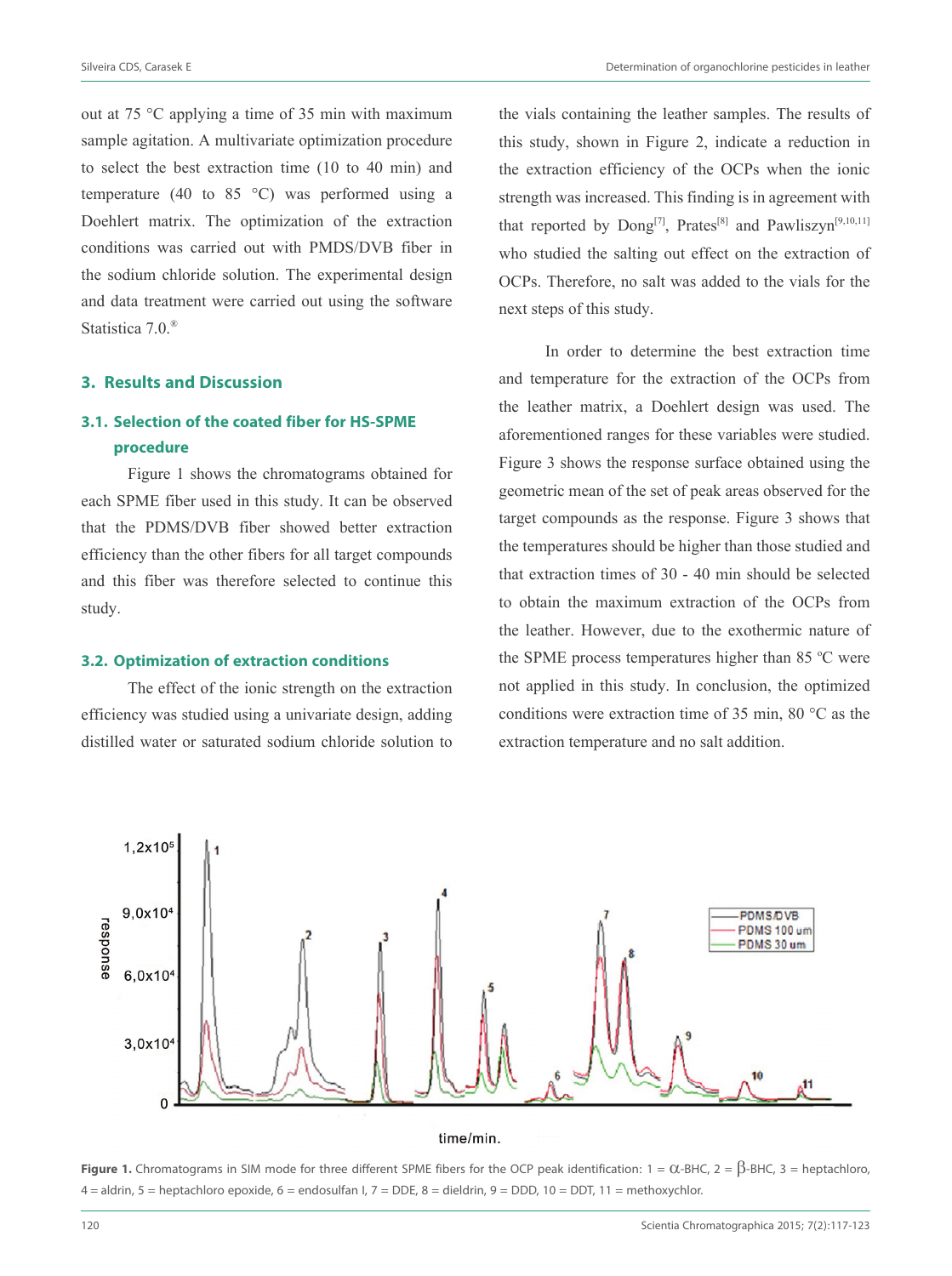out at 75 °C applying a time of 35 min with maximum sample agitation. A multivariate optimization procedure to select the best extraction time (10 to 40 min) and temperature (40 to 85 °C) was performed using a Doehlert matrix. The optimization of the extraction conditions was carried out with PMDS/DVB fiber in the sodium chloride solution. The experimental design and data treatment were carried out using the software Statistica 7.0.®

## 3. Results and Discussion

### 3.1. Selection of the coated fiber for HS-SPME procedure

Figure 1 shows the chromatograms obtained for each SPME fiber used in this study. It can be observed that the PDMS/DVB fiber showed better extraction efficiency than the other fibers for all target compounds and this fiber was therefore selected to continue this study.

### 3.2. Optimization of extraction conditions

The effect of the ionic strength on the extraction efficiency was studied using a univariate design, adding distilled water or saturated sodium chloride solution to the vials containing the leather samples. The results of this study, shown in Figure 2, indicate a reduction in the extraction efficiency of the OCPs when the ionic strength was increased. This finding is in agreement with that reported by Dong[7], Prates[8] and Pawliszyn[9,10,11] who studied the salting out effect on the extraction of OCPs. Therefore, no salt was added to the vials for the next steps of this study.

In order to determine the best extraction time and temperature for the extraction of the OCPs from the leather matrix, a Doehlert design was used. The aforementioned ranges for these variables were studied. Figure 3 shows the response surface obtained using the geometric mean of the set of peak areas observed for the target compounds as the response. Figure 3 shows that the temperatures should be higher than those studied and that extraction times of 30 - 40 min should be selected to obtain the maximum extraction of the OCPs from the leather. However, due to the exothermic nature of the SPME process temperatures higher than 85 °C were not applied in this study. In conclusion, the optimized conditions were extraction time of 35 min, 80 °C as the extraction temperature and no salt addition.

**Figure 1.** Chromatograms in SIM mode for three different SPME fibers for the OCP peak identification: 1 = α-BHC, 2 = β-BHC, 3 = heptachloro, 4 = aldrin, 5 = heptachloro epoxide, 6 = endosulfan I, 7 = DDE, 8 = dieldrin, 9 = DDD, 10 = DDT, 11 = methoxychlor.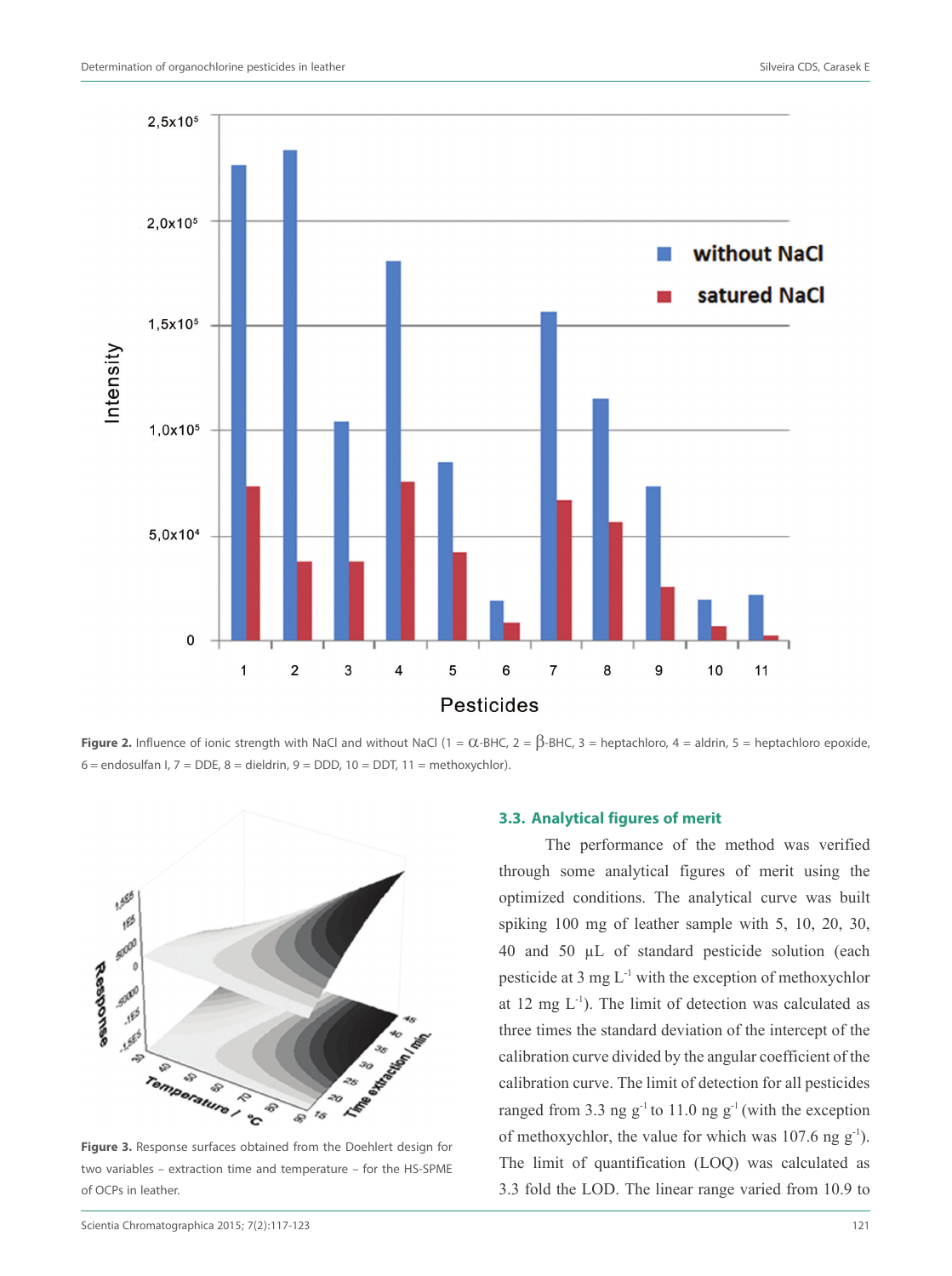**Figure 2.** Influence of ionic strength with NaCl and without NaCl (1 = α-BHC, 2 = β-BHC, 3 = heptachloro, 4 = aldrin, 5 = heptachloro epoxide, 6 = endosulfan I, 7 = DDE, 8 = dieldrin, 9 = DDD, 10 = DDT, 11 = methoxychlor).

**Figure 3.** Response surfaces obtained from the Doehlert design for two variables – extraction time and temperature – for the HS-SPME of OCPs in leather.

### 3.3. Analytical figures of merit

The performance of the method was verified through some analytical figures of merit using the optimized conditions. The analytical curve was built spiking 100 mg of leather sample with 5, 10, 20, 30, 40 and 50 μL of standard pesticide solution (each pesticide at 3 mg $L^{-1}$ with the exception of methoxychlor at 12 mg $L^{-1}$). The limit of detection was calculated as three times the standard deviation of the intercept of the calibration curve divided by the angular coefficient of the calibration curve. The limit of detection for all pesticides ranged from 3.3 ng $g^{-1}$ to 11.0 ng $g^{-1}$ (with the exception of methoxychlor, the value for which was 107.6 ng $g^{-1}$). The limit of quantification (LOQ) was calculated as 3.3 fold the LOD. The linear range varied from 10.9 to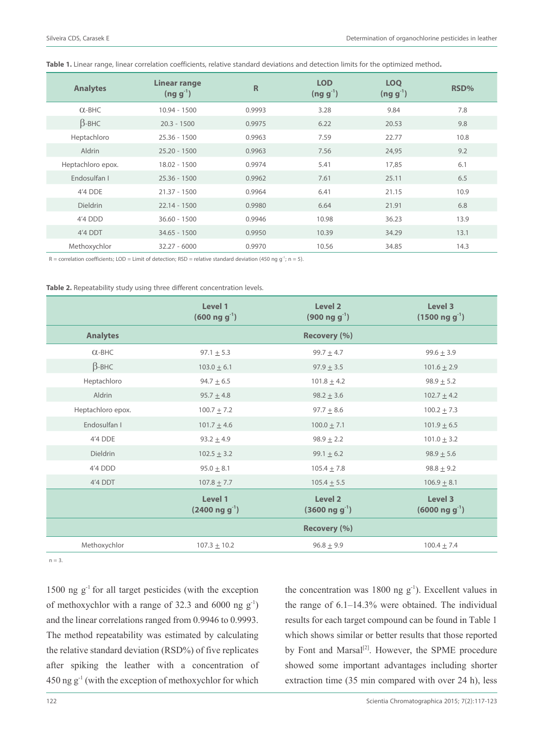**Table 1.** Linear range, linear correlation coefficients, relative standard deviations and detection limits for the optimized method.

| Analytes | Linear range (ng g$^{-1}$) | R | LOD (ng g$^{-1}$) | LOQ (ng g$^{-1}$) | RSD% |
|---|---|---|---|---|---|
| α-BHC | 10.94 - 1500 | 0.9993 | 3.28 | 9.84 | 7.8 |
| β-BHC | 20.3 - 1500 | 0.9975 | 6.22 | 20.53 | 9.8 |
| Heptachloro | 25.36 - 1500 | 0.9963 | 7.59 | 22.77 | 10.8 |
| Aldrin | 25.20 - 1500 | 0.9963 | 7.56 | 24,95 | 9.2 |
| Heptachloro epox. | 18.02 - 1500 | 0.9974 | 5.41 | 17,85 | 6.1 |
| Endosulfan I | 25.36 - 1500 | 0.9962 | 7.61 | 25.11 | 6.5 |
| 4'4 DDE | 21.37 - 1500 | 0.9964 | 6.41 | 21.15 | 10.9 |
| Dieldrin | 22.14 - 1500 | 0.9980 | 6.64 | 21.91 | 6.8 |
| 4'4 DDD | 36.60 - 1500 | 0.9946 | 10.98 | 36.23 | 13.9 |
| 4'4 DDT | 34.65 - 1500 | 0.9950 | 10.39 | 34.29 | 13.1 |
| Methoxychlor | 32.27 - 6000 | 0.9970 | 10.56 | 34.85 | 14.3 |

R = correlation coefficients; LOD = Limit of detection; RSD = relative standard deviation (450 ng g$^{-1}$; n = 5).

**Table 2.** Repeatability study using three different concentration levels.

| | Level 1 (600 ng g$^{-1}$) | Level 2 (900 ng g$^{-1}$) | Level 3 (1500 ng g$^{-1}$) |
|---|---|---|---|
| **Analytes** | | **Recovery (%)** | |
| α-BHC | 97.1 ± 5.3 | 99.7 ± 4.7 | 99.6 ± 3.9 |
| β-BHC | 103.0 ± 6.1 | 97.9 ± 3.5 | 101.6 ± 2.9 |
| Heptachloro | 94.7 ± 6.5 | 101.8 ± 4.2 | 98.9 ± 5.2 |
| Aldrin | 95.7 ± 4.8 | 98.2 ± 3.6 | 102.7 ± 4.2 |
| Heptachloro epox. | 100.7 ± 7.2 | 97.7 ± 8.6 | 100.2 ± 7.3 |
| Endosulfan I | 101.7 ± 4.6 | 100.0 ± 7.1 | 101.9 ± 6.5 |
| 4'4 DDE | 93.2 ± 4.9 | 98.9 ± 2.2 | 101.0 ± 3.2 |
| Dieldrin | 102.5 ± 3.2 | 99.1 ± 6.2 | 98.9 ± 5.6 |
| 4'4 DDD | 95.0 ± 8.1 | 105.4 ± 7.8 | 98.8 ± 9.2 |
| 4'4 DDT | 107.8 ± 7.7 | 105.4 ± 5.5 | 106.9 ± 8.1 |
| | **Level 1 (2400 ng g$^{-1}$)** | **Level 2 (3600 ng g$^{-1}$)** | **Level 3 (6000 ng g$^{-1}$)** |
| | | **Recovery (%)** | |
| Methoxychlor | 107.3 ± 10.2 | 96.8 ± 9.9 | 100.4 ± 7.4 |

n = 3.

1500 ng g$^{-1}$ for all target pesticides (with the exception of methoxychlor with a range of 32.3 and 6000 ng g$^{-1}$) and the linear correlations ranged from 0.9946 to 0.9993. The method repeatability was estimated by calculating the relative standard deviation (RSD%) of five replicates after spiking the leather with a concentration of 450 ng g$^{-1}$ (with the exception of methoxychlor for which the concentration was 1800 ng g$^{-1}$). Excellent values in the range of 6.1–14.3% were obtained. The individual results for each target compound can be found in Table 1 which shows similar or better results that those reported by Font and Marsal[2]. However, the SPME procedure showed some important advantages including shorter extraction time (35 min compared with over 24 h), less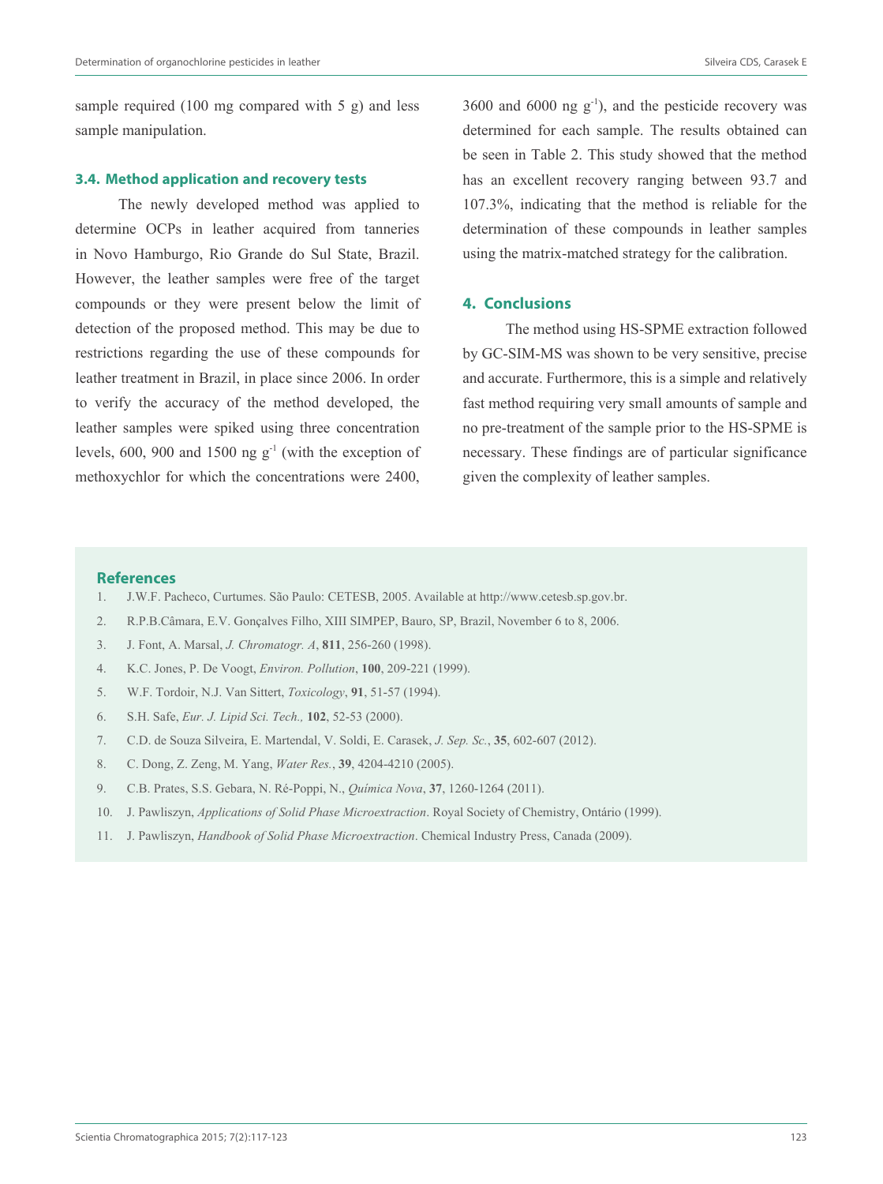sample required (100 mg compared with 5 g) and less sample manipulation.

### 3.4. Method application and recovery tests

The newly developed method was applied to determine OCPs in leather acquired from tanneries in Novo Hamburgo, Rio Grande do Sul State, Brazil. However, the leather samples were free of the target compounds or they were present below the limit of detection of the proposed method. This may be due to restrictions regarding the use of these compounds for leather treatment in Brazil, in place since 2006. In order to verify the accuracy of the method developed, the leather samples were spiked using three concentration levels, 600, 900 and 1500 ng $g^{-1}$ (with the exception of methoxychlor for which the concentrations were 2400, 3600 and 6000 ng $g^{-1}$), and the pesticide recovery was determined for each sample. The results obtained can be seen in Table 2. This study showed that the method has an excellent recovery ranging between 93.7 and 107.3%, indicating that the method is reliable for the determination of these compounds in leather samples using the matrix-matched strategy for the calibration.

## 4. Conclusions

The method using HS-SPME extraction followed by GC-SIM-MS was shown to be very sensitive, precise and accurate. Furthermore, this is a simple and relatively fast method requiring very small amounts of sample and no pre-treatment of the sample prior to the HS-SPME is necessary. These findings are of particular significance given the complexity of leather samples.

## References

1. J.W.F. Pacheco, Curtumes. São Paulo: CETESB, 2005. Available at http://www.cetesb.sp.gov.br.
2. R.P.B.Câmara, E.V. Gonçalves Filho, XIII SIMPEP, Bauro, SP, Brazil, November 6 to 8, 2006.
3. J. Font, A. Marsal, *J. Chromatogr. A*, **811**, 256-260 (1998).
4. K.C. Jones, P. De Voogt, *Environ. Pollution*, **100**, 209-221 (1999).
5. W.F. Tordoir, N.J. Van Sittert, *Toxicology*, **91**, 51-57 (1994).
6. S.H. Safe, *Eur. J. Lipid Sci. Tech.,* **102**, 52-53 (2000).
7. C.D. de Souza Silveira, E. Martendal, V. Soldi, E. Carasek, *J. Sep. Sc.*, **35**, 602-607 (2012).
8. C. Dong, Z. Zeng, M. Yang, *Water Res.*, **39**, 4204-4210 (2005).
9. C.B. Prates, S.S. Gebara, N. Ré-Poppi, N., *Química Nova*, **37**, 1260-1264 (2011).
10. J. Pawliszyn, *Applications of Solid Phase Microextraction*. Royal Society of Chemistry, Ontário (1999).
11. J. Pawliszyn, *Handbook of Solid Phase Microextraction*. Chemical Industry Press, Canada (2009).